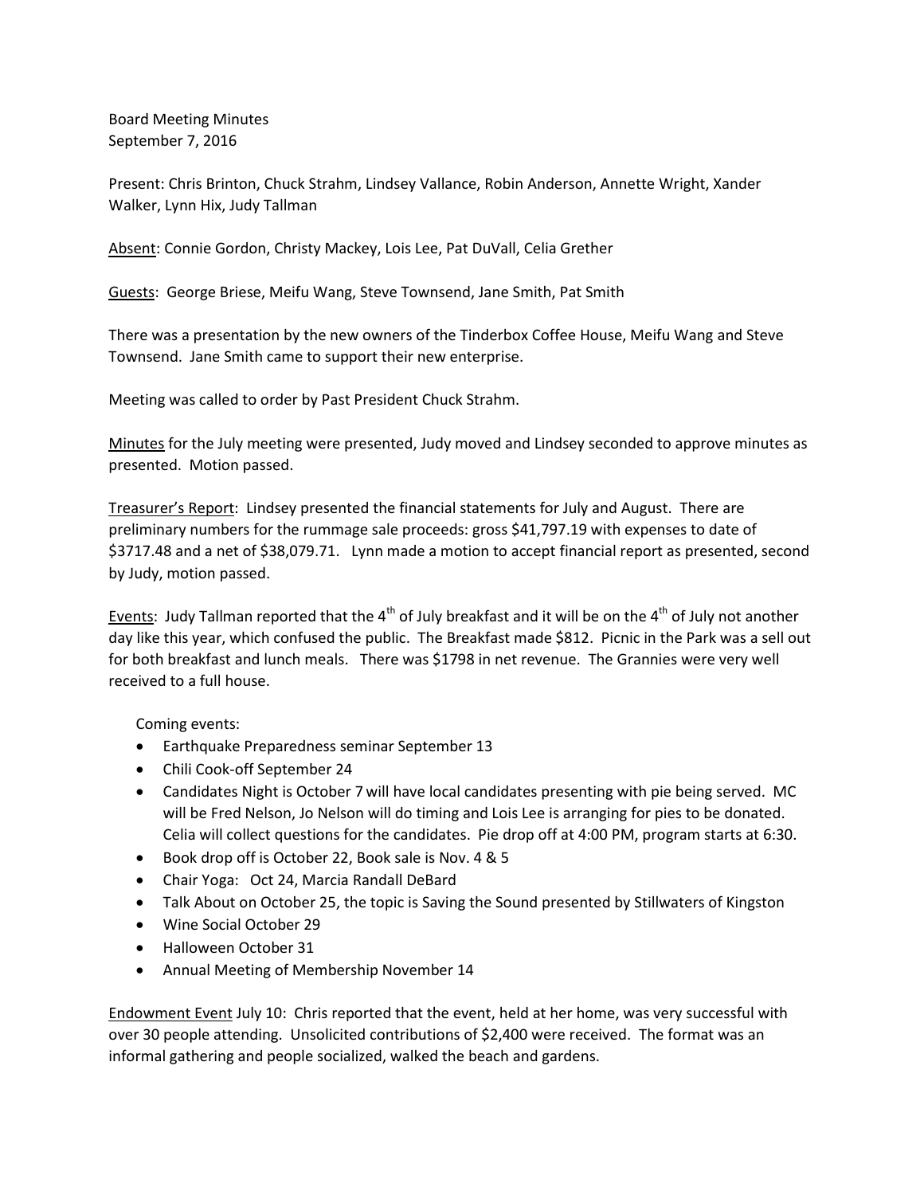Board Meeting Minutes
September 7, 2016

Present: Chris Brinton, Chuck Strahm, Lindsey Vallance, Robin Anderson, Annette Wright, Xander Walker, Lynn Hix, Judy Tallman

Absent: Connie Gordon, Christy Mackey, Lois Lee, Pat DuVall, Celia Grether

Guests: George Briese, Meifu Wang, Steve Townsend, Jane Smith, Pat Smith

There was a presentation by the new owners of the Tinderbox Coffee House, Meifu Wang and Steve Townsend. Jane Smith came to support their new enterprise.

Meeting was called to order by Past President Chuck Strahm.

Minutes for the July meeting were presented, Judy moved and Lindsey seconded to approve minutes as presented. Motion passed.

Treasurer's Report: Lindsey presented the financial statements for July and August. There are preliminary numbers for the rummage sale proceeds: gross $41,797.19 with expenses to date of $3717.48 and a net of $38,079.71. Lynn made a motion to accept financial report as presented, second by Judy, motion passed.

Events: Judy Tallman reported that the 4th of July breakfast and it will be on the 4th of July not another day like this year, which confused the public. The Breakfast made $812. Picnic in the Park was a sell out for both breakfast and lunch meals. There was $1798 in net revenue. The Grannies were very well received to a full house.

Coming events:

- Earthquake Preparedness seminar September 13
- Chili Cook-off September 24
- Candidates Night is October 7 will have local candidates presenting with pie being served. MC will be Fred Nelson, Jo Nelson will do timing and Lois Lee is arranging for pies to be donated. Celia will collect questions for the candidates. Pie drop off at 4:00 PM, program starts at 6:30.
- Book drop off is October 22, Book sale is Nov. 4 & 5
- Chair Yoga: Oct 24, Marcia Randall DeBard
- Talk About on October 25, the topic is Saving the Sound presented by Stillwaters of Kingston
- Wine Social October 29
- Halloween October 31
- Annual Meeting of Membership November 14

Endowment Event July 10: Chris reported that the event, held at her home, was very successful with over 30 people attending. Unsolicited contributions of $2,400 were received. The format was an informal gathering and people socialized, walked the beach and gardens.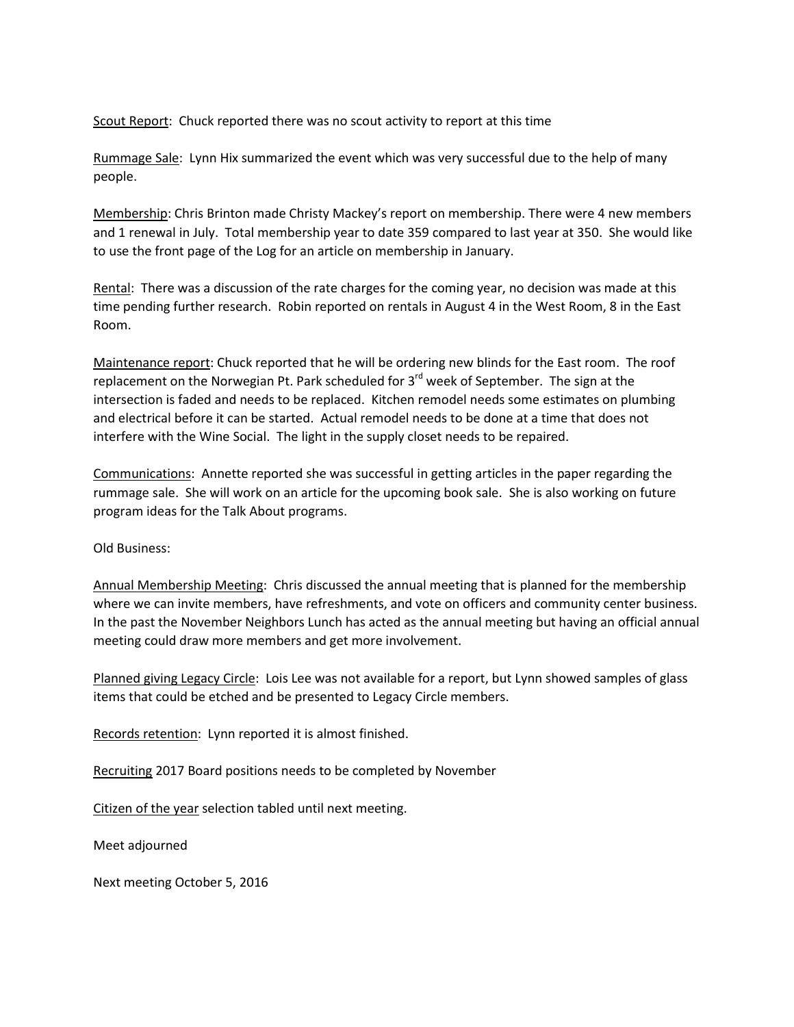<u>Scout Report</u>: Chuck reported there was no scout activity to report at this time

<u>Rummage Sale</u>: Lynn Hix summarized the event which was very successful due to the help of many people.

<u>Membership</u>: Chris Brinton made Christy Mackey's report on membership. There were 4 new members and 1 renewal in July. Total membership year to date 359 compared to last year at 350. She would like to use the front page of the Log for an article on membership in January.

<u>Rental</u>: There was a discussion of the rate charges for the coming year, no decision was made at this time pending further research. Robin reported on rentals in August 4 in the West Room, 8 in the East Room.

<u>Maintenance report</u>: Chuck reported that he will be ordering new blinds for the East room. The roof replacement on the Norwegian Pt. Park scheduled for 3rd week of September. The sign at the intersection is faded and needs to be replaced. Kitchen remodel needs some estimates on plumbing and electrical before it can be started. Actual remodel needs to be done at a time that does not interfere with the Wine Social. The light in the supply closet needs to be repaired.

<u>Communications</u>: Annette reported she was successful in getting articles in the paper regarding the rummage sale. She will work on an article for the upcoming book sale. She is also working on future program ideas for the Talk About programs.

Old Business:

<u>Annual Membership Meeting</u>: Chris discussed the annual meeting that is planned for the membership where we can invite members, have refreshments, and vote on officers and community center business. In the past the November Neighbors Lunch has acted as the annual meeting but having an official annual meeting could draw more members and get more involvement.

<u>Planned giving Legacy Circle</u>: Lois Lee was not available for a report, but Lynn showed samples of glass items that could be etched and be presented to Legacy Circle members.

<u>Records retention</u>: Lynn reported it is almost finished.

<u>Recruiting</u> 2017 Board positions needs to be completed by November

<u>Citizen of the year</u> selection tabled until next meeting.

Meet adjourned

Next meeting October 5, 2016